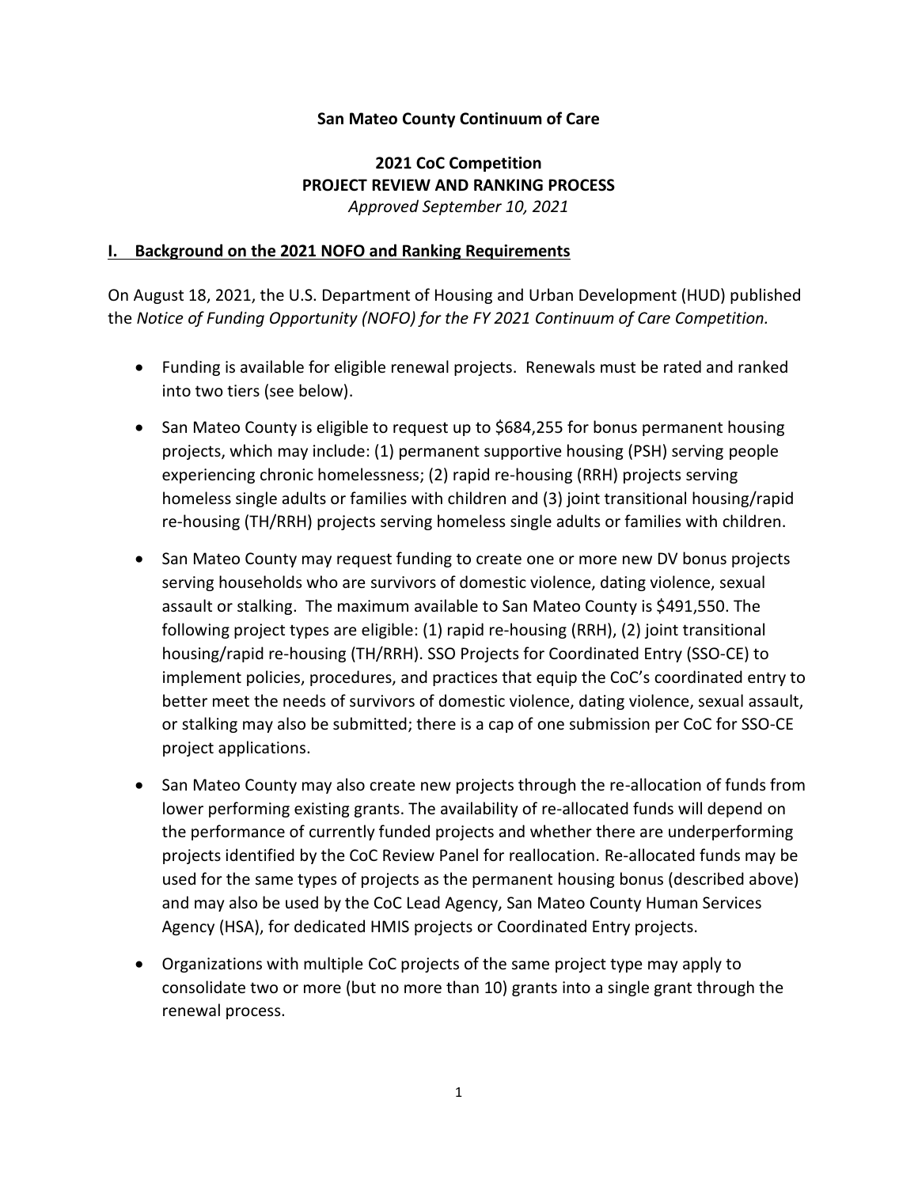**San Mateo County Continuum of Care**

**2021 CoC Competition**
**PROJECT REVIEW AND RANKING PROCESS**
*Approved September 10, 2021*

## I. Background on the 2021 NOFO and Ranking Requirements

On August 18, 2021, the U.S. Department of Housing and Urban Development (HUD) published the *Notice of Funding Opportunity (NOFO) for the FY 2021 Continuum of Care Competition.*

- Funding is available for eligible renewal projects. Renewals must be rated and ranked into two tiers (see below).
- San Mateo County is eligible to request up to $684,255 for bonus permanent housing projects, which may include: (1) permanent supportive housing (PSH) serving people experiencing chronic homelessness; (2) rapid re-housing (RRH) projects serving homeless single adults or families with children and (3) joint transitional housing/rapid re-housing (TH/RRH) projects serving homeless single adults or families with children.
- San Mateo County may request funding to create one or more new DV bonus projects serving households who are survivors of domestic violence, dating violence, sexual assault or stalking. The maximum available to San Mateo County is $491,550. The following project types are eligible: (1) rapid re-housing (RRH), (2) joint transitional housing/rapid re-housing (TH/RRH). SSO Projects for Coordinated Entry (SSO-CE) to implement policies, procedures, and practices that equip the CoC's coordinated entry to better meet the needs of survivors of domestic violence, dating violence, sexual assault, or stalking may also be submitted; there is a cap of one submission per CoC for SSO-CE project applications.
- San Mateo County may also create new projects through the re-allocation of funds from lower performing existing grants. The availability of re-allocated funds will depend on the performance of currently funded projects and whether there are underperforming projects identified by the CoC Review Panel for reallocation. Re-allocated funds may be used for the same types of projects as the permanent housing bonus (described above) and may also be used by the CoC Lead Agency, San Mateo County Human Services Agency (HSA), for dedicated HMIS projects or Coordinated Entry projects.
- Organizations with multiple CoC projects of the same project type may apply to consolidate two or more (but no more than 10) grants into a single grant through the renewal process.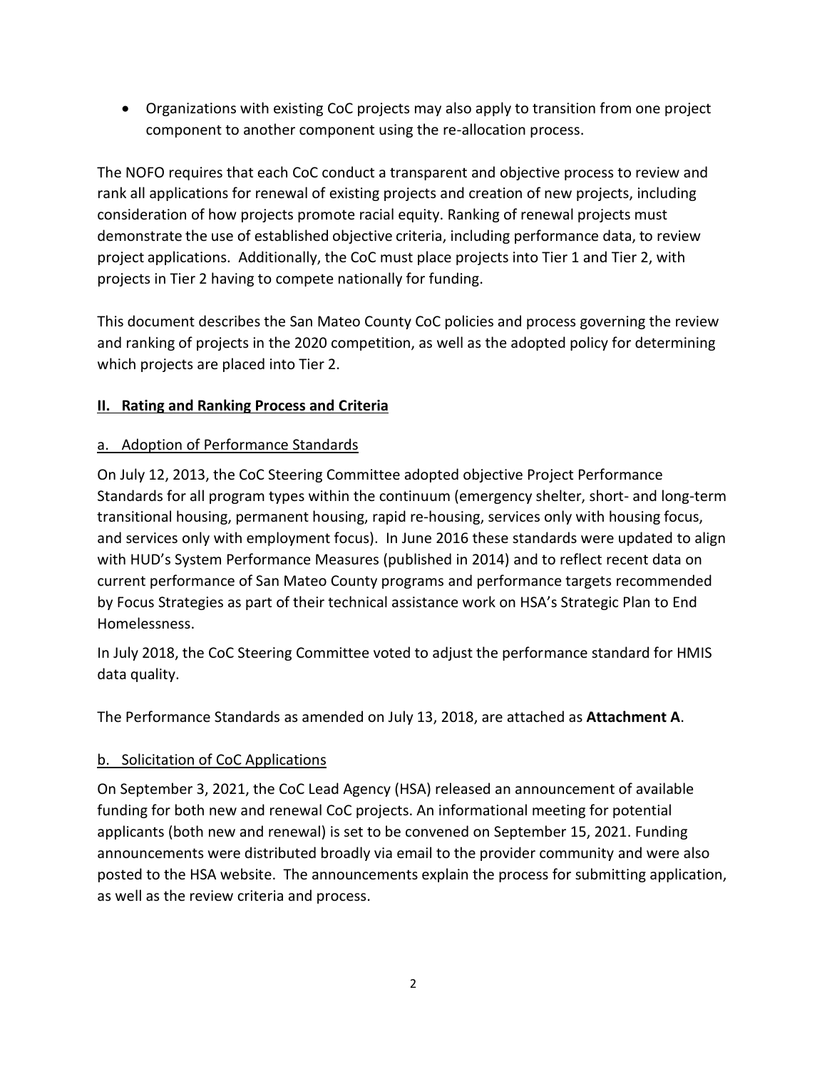- Organizations with existing CoC projects may also apply to transition from one project component to another component using the re-allocation process.

The NOFO requires that each CoC conduct a transparent and objective process to review and rank all applications for renewal of existing projects and creation of new projects, including consideration of how projects promote racial equity. Ranking of renewal projects must demonstrate the use of established objective criteria, including performance data, to review project applications. Additionally, the CoC must place projects into Tier 1 and Tier 2, with projects in Tier 2 having to compete nationally for funding.

This document describes the San Mateo County CoC policies and process governing the review and ranking of projects in the 2020 competition, as well as the adopted policy for determining which projects are placed into Tier 2.

## II. Rating and Ranking Process and Criteria

### a. Adoption of Performance Standards

On July 12, 2013, the CoC Steering Committee adopted objective Project Performance Standards for all program types within the continuum (emergency shelter, short- and long-term transitional housing, permanent housing, rapid re-housing, services only with housing focus, and services only with employment focus). In June 2016 these standards were updated to align with HUD's System Performance Measures (published in 2014) and to reflect recent data on current performance of San Mateo County programs and performance targets recommended by Focus Strategies as part of their technical assistance work on HSA's Strategic Plan to End Homelessness.

In July 2018, the CoC Steering Committee voted to adjust the performance standard for HMIS data quality.

The Performance Standards as amended on July 13, 2018, are attached as **Attachment A**.

### b. Solicitation of CoC Applications

On September 3, 2021, the CoC Lead Agency (HSA) released an announcement of available funding for both new and renewal CoC projects. An informational meeting for potential applicants (both new and renewal) is set to be convened on September 15, 2021. Funding announcements were distributed broadly via email to the provider community and were also posted to the HSA website. The announcements explain the process for submitting application, as well as the review criteria and process.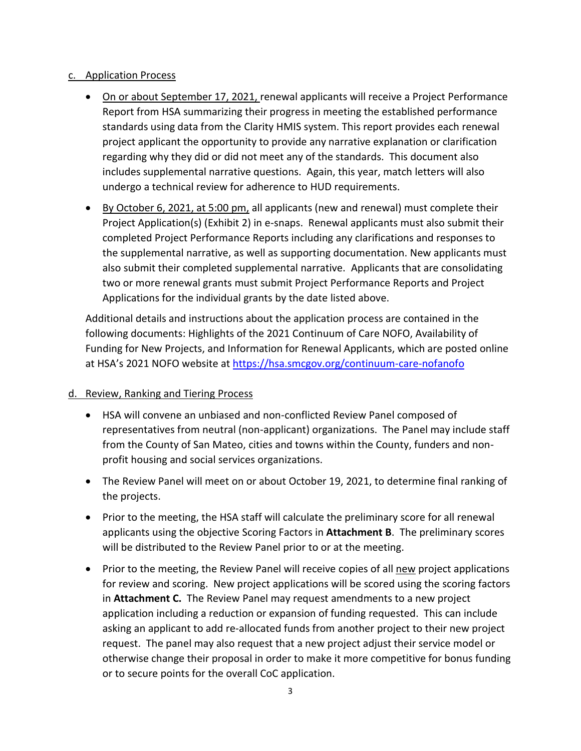c. Application Process

- On or about September 17, 2021, renewal applicants will receive a Project Performance Report from HSA summarizing their progress in meeting the established performance standards using data from the Clarity HMIS system. This report provides each renewal project applicant the opportunity to provide any narrative explanation or clarification regarding why they did or did not meet any of the standards. This document also includes supplemental narrative questions. Again, this year, match letters will also undergo a technical review for adherence to HUD requirements.
- By October 6, 2021, at 5:00 pm, all applicants (new and renewal) must complete their Project Application(s) (Exhibit 2) in e-snaps. Renewal applicants must also submit their completed Project Performance Reports including any clarifications and responses to the supplemental narrative, as well as supporting documentation. New applicants must also submit their completed supplemental narrative. Applicants that are consolidating two or more renewal grants must submit Project Performance Reports and Project Applications for the individual grants by the date listed above.

Additional details and instructions about the application process are contained in the following documents: Highlights of the 2021 Continuum of Care NOFO, Availability of Funding for New Projects, and Information for Renewal Applicants, which are posted online at HSA's 2021 NOFO website at https://hsa.smcgov.org/continuum-care-nofanofo

d. Review, Ranking and Tiering Process

- HSA will convene an unbiased and non-conflicted Review Panel composed of representatives from neutral (non-applicant) organizations. The Panel may include staff from the County of San Mateo, cities and towns within the County, funders and non-profit housing and social services organizations.
- The Review Panel will meet on or about October 19, 2021, to determine final ranking of the projects.
- Prior to the meeting, the HSA staff will calculate the preliminary score for all renewal applicants using the objective Scoring Factors in **Attachment B**. The preliminary scores will be distributed to the Review Panel prior to or at the meeting.
- Prior to the meeting, the Review Panel will receive copies of all new project applications for review and scoring. New project applications will be scored using the scoring factors in **Attachment C.** The Review Panel may request amendments to a new project application including a reduction or expansion of funding requested. This can include asking an applicant to add re-allocated funds from another project to their new project request. The panel may also request that a new project adjust their service model or otherwise change their proposal in order to make it more competitive for bonus funding or to secure points for the overall CoC application.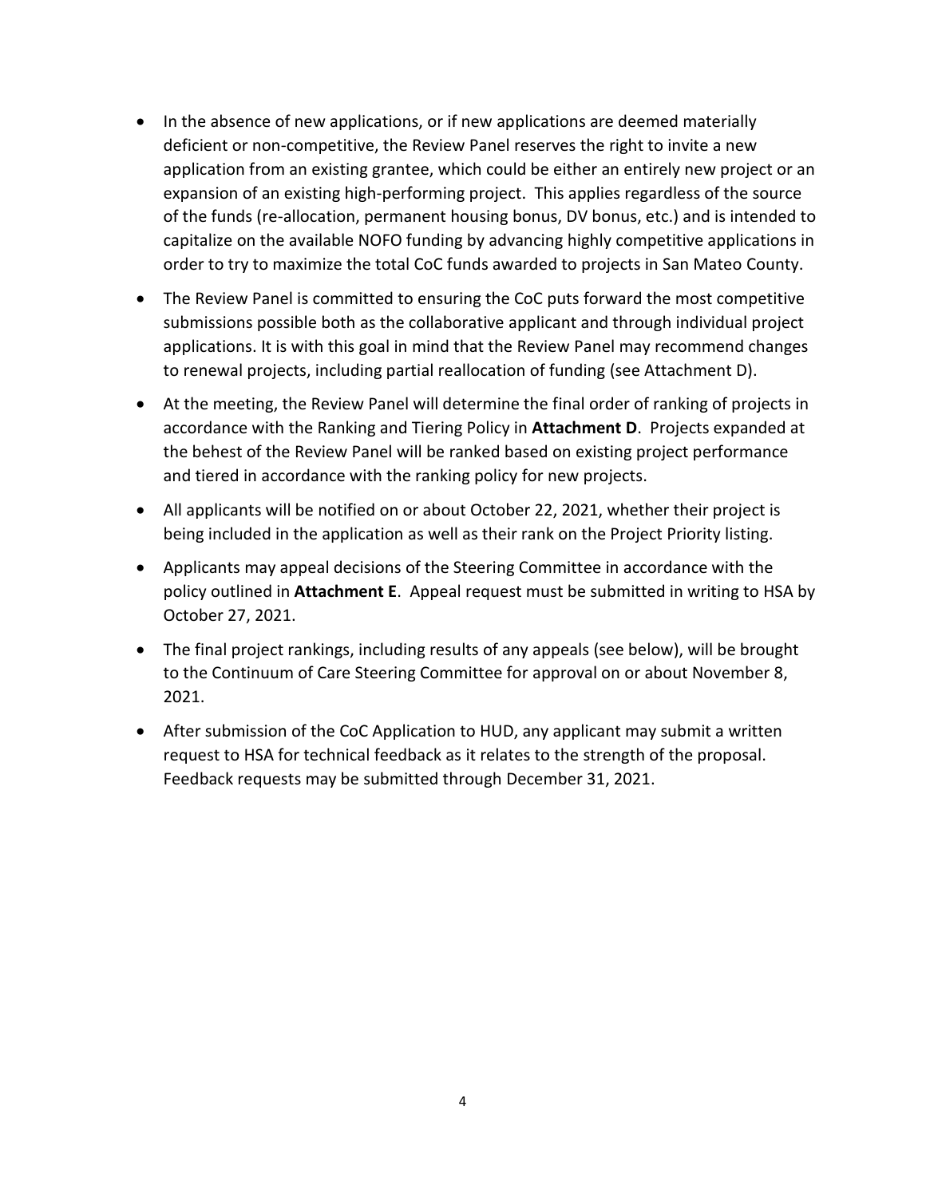- In the absence of new applications, or if new applications are deemed materially deficient or non-competitive, the Review Panel reserves the right to invite a new application from an existing grantee, which could be either an entirely new project or an expansion of an existing high-performing project. This applies regardless of the source of the funds (re-allocation, permanent housing bonus, DV bonus, etc.) and is intended to capitalize on the available NOFO funding by advancing highly competitive applications in order to try to maximize the total CoC funds awarded to projects in San Mateo County.
- The Review Panel is committed to ensuring the CoC puts forward the most competitive submissions possible both as the collaborative applicant and through individual project applications. It is with this goal in mind that the Review Panel may recommend changes to renewal projects, including partial reallocation of funding (see Attachment D).
- At the meeting, the Review Panel will determine the final order of ranking of projects in accordance with the Ranking and Tiering Policy in **Attachment D**. Projects expanded at the behest of the Review Panel will be ranked based on existing project performance and tiered in accordance with the ranking policy for new projects.
- All applicants will be notified on or about October 22, 2021, whether their project is being included in the application as well as their rank on the Project Priority listing.
- Applicants may appeal decisions of the Steering Committee in accordance with the policy outlined in **Attachment E**. Appeal request must be submitted in writing to HSA by October 27, 2021.
- The final project rankings, including results of any appeals (see below), will be brought to the Continuum of Care Steering Committee for approval on or about November 8, 2021.
- After submission of the CoC Application to HUD, any applicant may submit a written request to HSA for technical feedback as it relates to the strength of the proposal. Feedback requests may be submitted through December 31, 2021.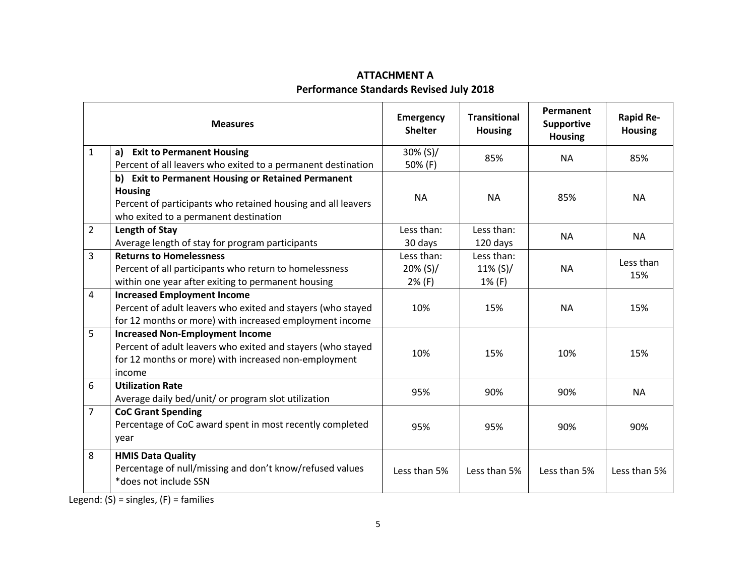## ATTACHMENT A
## Performance Standards Revised July 2018

| | Measures | Emergency Shelter | Transitional Housing | Permanent Supportive Housing | Rapid Re-Housing |
|---|---|---|---|---|---|
| 1 | **a) Exit to Permanent Housing**<br>Percent of all leavers who exited to a permanent destination | 30% (S)/<br>50% (F) | 85% | NA | 85% |
| | **b) Exit to Permanent Housing or Retained Permanent Housing**<br>Percent of participants who retained housing and all leavers who exited to a permanent destination | NA | NA | 85% | NA |
| 2 | **Length of Stay**<br>Average length of stay for program participants | Less than:<br>30 days | Less than:<br>120 days | NA | NA |
| 3 | **Returns to Homelessness**<br>Percent of all participants who return to homelessness within one year after exiting to permanent housing | Less than:<br>20% (S)/<br>2% (F) | Less than:<br>11% (S)/<br>1% (F) | NA | Less than 15% |
| 4 | **Increased Employment Income**<br>Percent of adult leavers who exited and stayers (who stayed for 12 months or more) with increased employment income | 10% | 15% | NA | 15% |
| 5 | **Increased Non-Employment Income**<br>Percent of adult leavers who exited and stayers (who stayed for 12 months or more) with increased non-employment income | 10% | 15% | 10% | 15% |
| 6 | **Utilization Rate**<br>Average daily bed/unit/ or program slot utilization | 95% | 90% | 90% | NA |
| 7 | **CoC Grant Spending**<br>Percentage of CoC award spent in most recently completed year | 95% | 95% | 90% | 90% |
| 8 | **HMIS Data Quality**<br>Percentage of null/missing and don't know/refused values *does not include SSN | Less than 5% | Less than 5% | Less than 5% | Less than 5% |

Legend: (S) = singles, (F) = families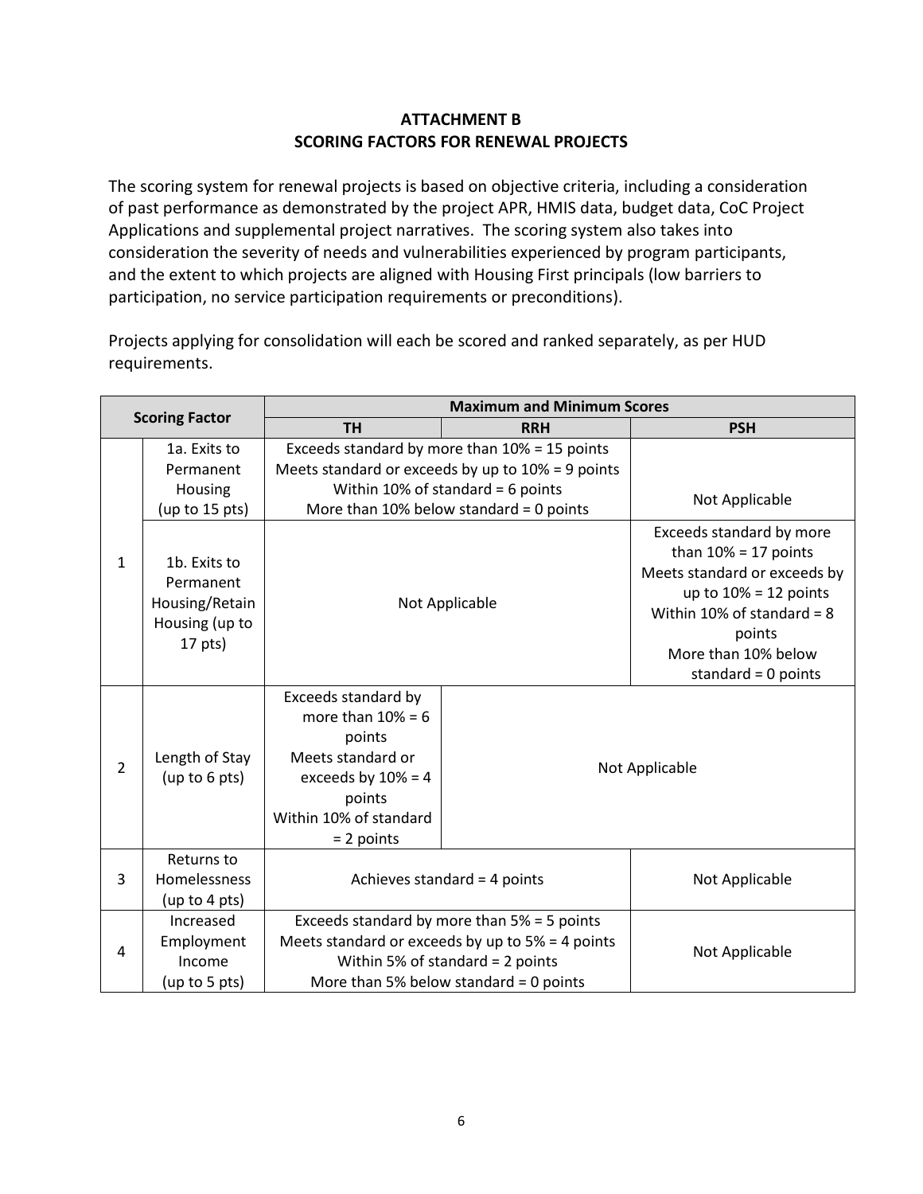**ATTACHMENT B**
**SCORING FACTORS FOR RENEWAL PROJECTS**

The scoring system for renewal projects is based on objective criteria, including a consideration of past performance as demonstrated by the project APR, HMIS data, budget data, CoC Project Applications and supplemental project narratives. The scoring system also takes into consideration the severity of needs and vulnerabilities experienced by program participants, and the extent to which projects are aligned with Housing First principals (low barriers to participation, no service participation requirements or preconditions).

Projects applying for consolidation will each be scored and ranked separately, as per HUD requirements.

| Scoring Factor | | Maximum and Minimum Scores | | |
|---|---|---|---|---|
| | | TH | RRH | PSH |
| 1 | 1a. Exits to Permanent Housing (up to 15 pts) | Exceeds standard by more than 10% = 15 points<br>Meets standard or exceeds by up to 10% = 9 points<br>Within 10% of standard = 6 points<br>More than 10% below standard = 0 points | | Not Applicable |
| | 1b. Exits to Permanent Housing/Retain Housing (up to 17 pts) | Not Applicable | | Exceeds standard by more than 10% = 17 points<br>Meets standard or exceeds by up to 10% = 12 points<br>Within 10% of standard = 8 points<br>More than 10% below standard = 0 points |
| 2 | Length of Stay (up to 6 pts) | Exceeds standard by more than 10% = 6 points<br>Meets standard or exceeds by 10% = 4 points<br>Within 10% of standard = 2 points | Not Applicable | |
| 3 | Returns to Homelessness (up to 4 pts) | Achieves standard = 4 points | | Not Applicable |
| 4 | Increased Employment Income (up to 5 pts) | Exceeds standard by more than 5% = 5 points<br>Meets standard or exceeds by up to 5% = 4 points<br>Within 5% of standard = 2 points<br>More than 5% below standard = 0 points | | Not Applicable |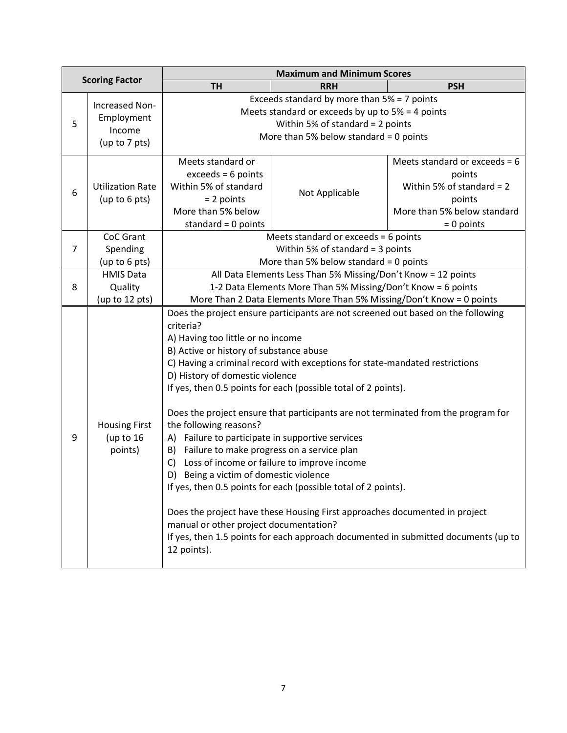| Scoring Factor | | Maximum and Minimum Scores | | |
|---|---|---|---|---|
| | | TH | RRH | PSH |
| 5 | Increased Non-Employment Income (up to 7 pts) | Exceeds standard by more than 5% = 7 points<br>Meets standard or exceeds by up to 5% = 4 points<br>Within 5% of standard = 2 points<br>More than 5% below standard = 0 points | | |
| 6 | Utilization Rate (up to 6 pts) | Meets standard or exceeds = 6 points<br>Within 5% of standard = 2 points<br>More than 5% below standard = 0 points | Not Applicable | Meets standard or exceeds = 6 points<br>Within 5% of standard = 2 points<br>More than 5% below standard = 0 points |
| 7 | CoC Grant Spending (up to 6 pts) | Meets standard or exceeds = 6 points<br>Within 5% of standard = 3 points<br>More than 5% below standard = 0 points | | |
| 8 | HMIS Data Quality (up to 12 pts) | All Data Elements Less Than 5% Missing/Don't Know = 12 points<br>1-2 Data Elements More Than 5% Missing/Don't Know = 6 points<br>More Than 2 Data Elements More Than 5% Missing/Don't Know = 0 points | | |
| 9 | Housing First (up to 16 points) | Does the project ensure participants are not screened out based on the following criteria?<br>A) Having too little or no income<br>B) Active or history of substance abuse<br>C) Having a criminal record with exceptions for state-mandated restrictions<br>D) History of domestic violence<br>If yes, then 0.5 points for each (possible total of 2 points).<br><br>Does the project ensure that participants are not terminated from the program for the following reasons?<br>A) Failure to participate in supportive services<br>B) Failure to make progress on a service plan<br>C) Loss of income or failure to improve income<br>D) Being a victim of domestic violence<br>If yes, then 0.5 points for each (possible total of 2 points).<br><br>Does the project have these Housing First approaches documented in project manual or other project documentation?<br>If yes, then 1.5 points for each approach documented in submitted documents (up to 12 points). | | |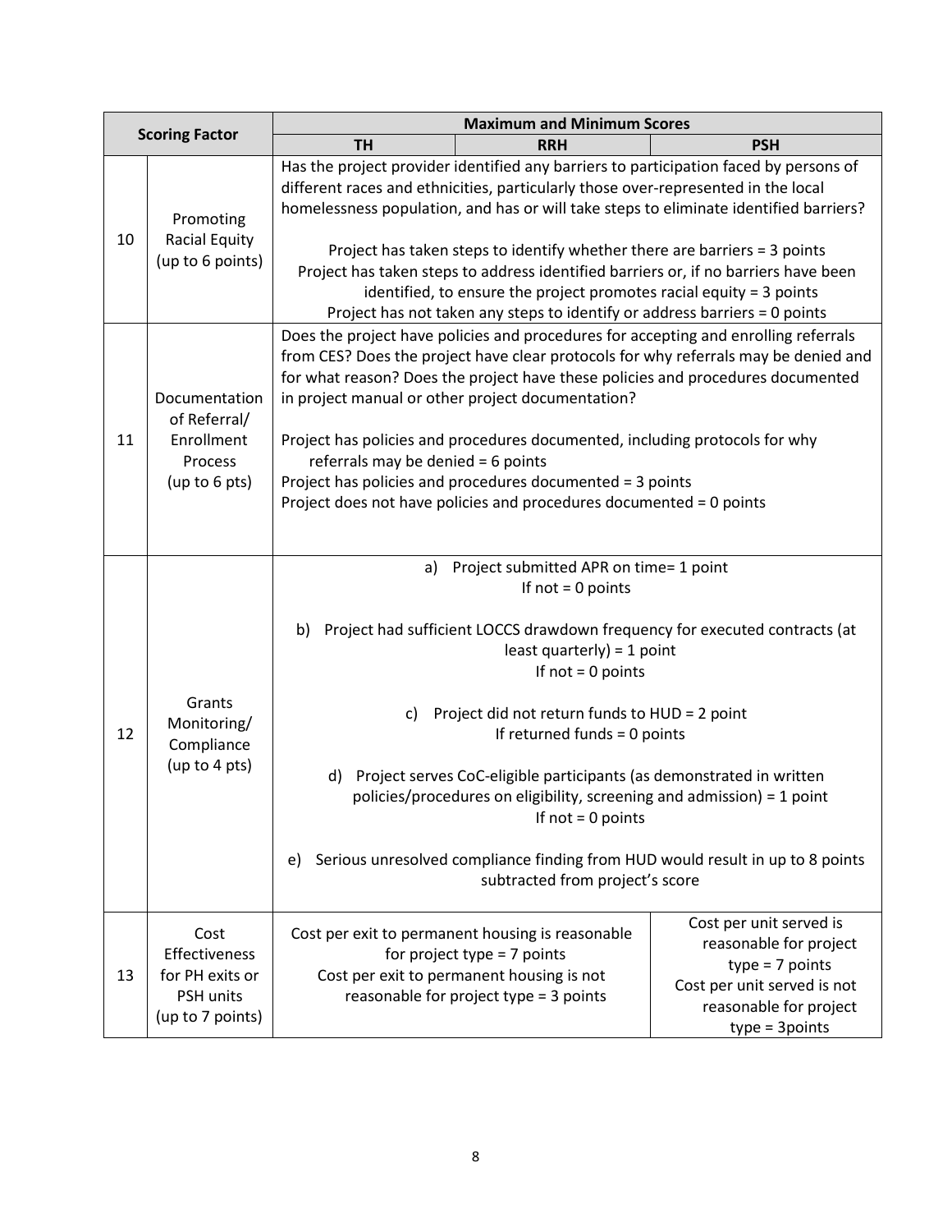| Scoring Factor | | Maximum and Minimum Scores | | |
|---|---|---|---|---|
| | | TH | RRH | PSH |
| 10 | Promoting Racial Equity (up to 6 points) | Has the project provider identified any barriers to participation faced by persons of different races and ethnicities, particularly those over-represented in the local homelessness population, and has or will take steps to eliminate identified barriers?<br><br>Project has taken steps to identify whether there are barriers = 3 points<br>Project has taken steps to address identified barriers or, if no barriers have been identified, to ensure the project promotes racial equity = 3 points<br>Project has not taken any steps to identify or address barriers = 0 points | | |
| 11 | Documentation of Referral/ Enrollment Process (up to 6 pts) | Does the project have policies and procedures for accepting and enrolling referrals from CES? Does the project have clear protocols for why referrals may be denied and for what reason? Does the project have these policies and procedures documented in project manual or other project documentation?<br><br>Project has policies and procedures documented, including protocols for why referrals may be denied = 6 points<br>Project has policies and procedures documented = 3 points<br>Project does not have policies and procedures documented = 0 points | | |
| 12 | Grants Monitoring/ Compliance (up to 4 pts) | a) Project submitted APR on time= 1 point<br>If not = 0 points<br><br>b) Project had sufficient LOCCS drawdown frequency for executed contracts (at least quarterly) = 1 point<br>If not = 0 points<br><br>c) Project did not return funds to HUD = 2 point<br>If returned funds = 0 points<br><br>d) Project serves CoC-eligible participants (as demonstrated in written policies/procedures on eligibility, screening and admission) = 1 point<br>If not = 0 points<br><br>e) Serious unresolved compliance finding from HUD would result in up to 8 points subtracted from project's score | | |
| 13 | Cost Effectiveness for PH exits or PSH units (up to 7 points) | Cost per exit to permanent housing is reasonable for project type = 7 points<br>Cost per exit to permanent housing is not reasonable for project type = 3 points | | Cost per unit served is reasonable for project type = 7 points<br>Cost per unit served is not reasonable for project type = 3points |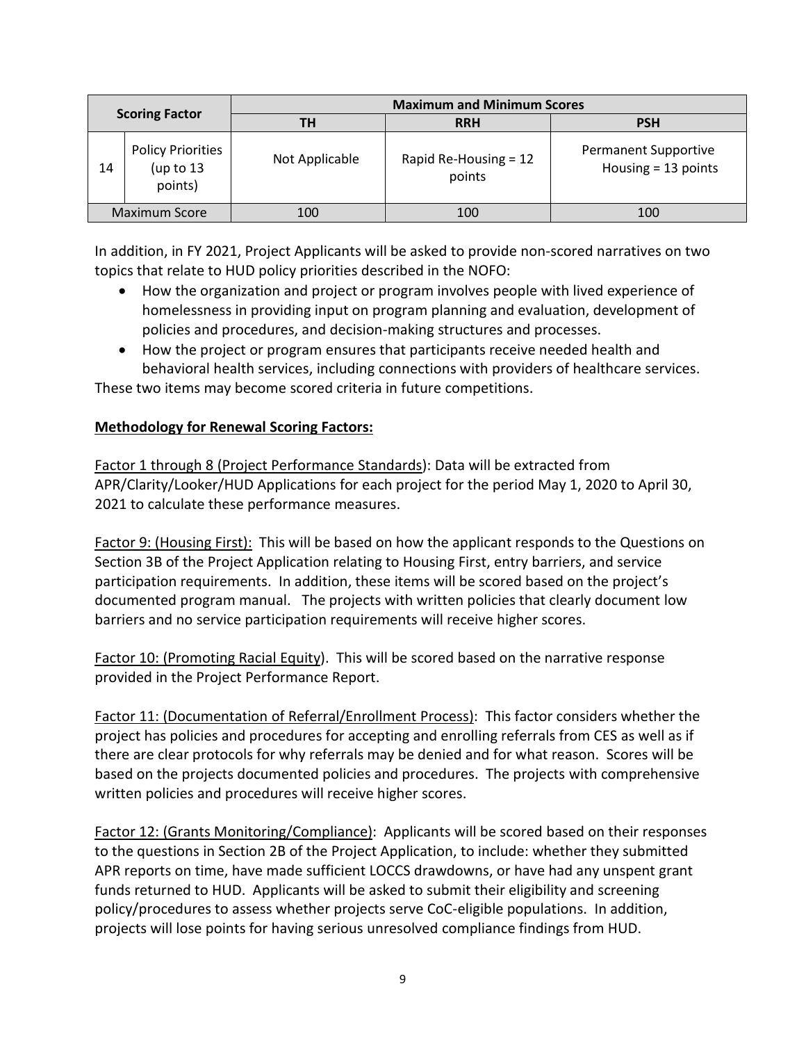| Scoring Factor | | Maximum and Minimum Scores | | |
|---|---|---|---|---|
| | | TH | RRH | PSH |
| 14 | Policy Priorities (up to 13 points) | Not Applicable | Rapid Re-Housing = 12 points | Permanent Supportive Housing = 13 points |
| Maximum Score | | 100 | 100 | 100 |

In addition, in FY 2021, Project Applicants will be asked to provide non-scored narratives on two topics that relate to HUD policy priorities described in the NOFO:

- How the organization and project or program involves people with lived experience of homelessness in providing input on program planning and evaluation, development of policies and procedures, and decision-making structures and processes.
- How the project or program ensures that participants receive needed health and behavioral health services, including connections with providers of healthcare services.

These two items may become scored criteria in future competitions.

**Methodology for Renewal Scoring Factors:**

Factor 1 through 8 (Project Performance Standards): Data will be extracted from APR/Clarity/Looker/HUD Applications for each project for the period May 1, 2020 to April 30, 2021 to calculate these performance measures.

Factor 9: (Housing First): This will be based on how the applicant responds to the Questions on Section 3B of the Project Application relating to Housing First, entry barriers, and service participation requirements. In addition, these items will be scored based on the project's documented program manual. The projects with written policies that clearly document low barriers and no service participation requirements will receive higher scores.

Factor 10: (Promoting Racial Equity). This will be scored based on the narrative response provided in the Project Performance Report.

Factor 11: (Documentation of Referral/Enrollment Process): This factor considers whether the project has policies and procedures for accepting and enrolling referrals from CES as well as if there are clear protocols for why referrals may be denied and for what reason. Scores will be based on the projects documented policies and procedures. The projects with comprehensive written policies and procedures will receive higher scores.

Factor 12: (Grants Monitoring/Compliance): Applicants will be scored based on their responses to the questions in Section 2B of the Project Application, to include: whether they submitted APR reports on time, have made sufficient LOCCS drawdowns, or have had any unspent grant funds returned to HUD. Applicants will be asked to submit their eligibility and screening policy/procedures to assess whether projects serve CoC-eligible populations. In addition, projects will lose points for having serious unresolved compliance findings from HUD.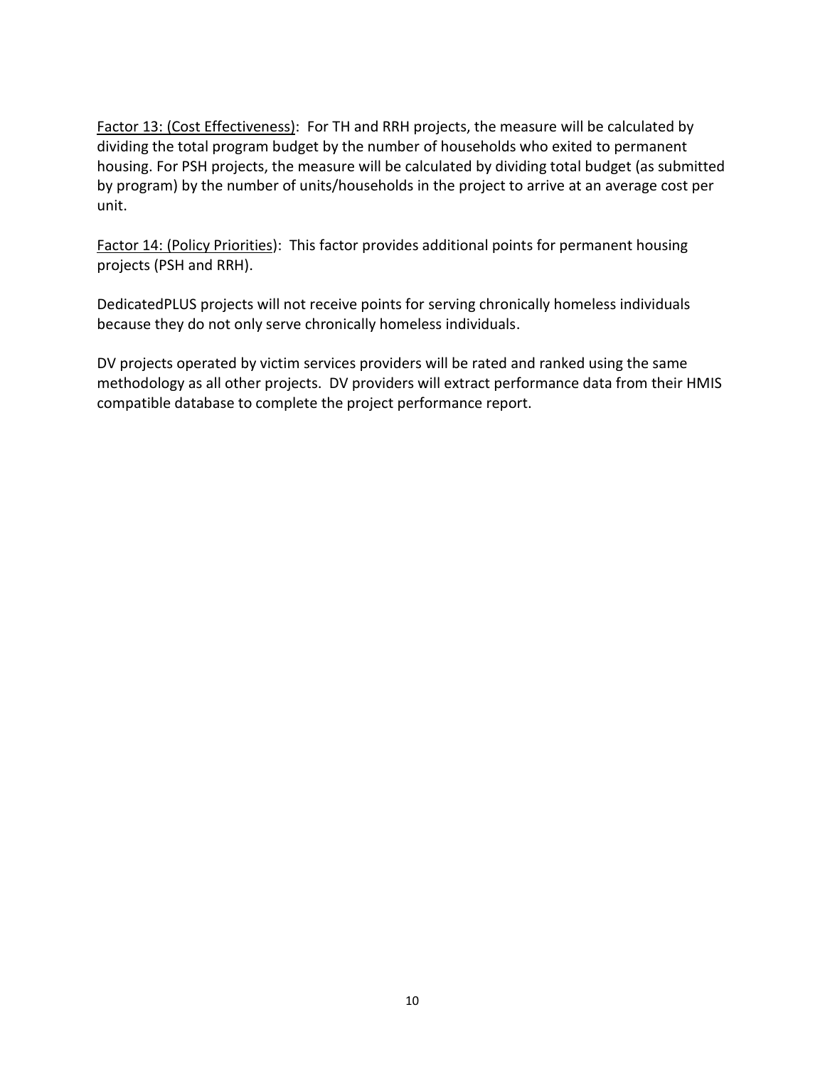<u>Factor 13: (Cost Effectiveness)</u>: For TH and RRH projects, the measure will be calculated by dividing the total program budget by the number of households who exited to permanent housing. For PSH projects, the measure will be calculated by dividing total budget (as submitted by program) by the number of units/households in the project to arrive at an average cost per unit.

<u>Factor 14: (Policy Priorities)</u>: This factor provides additional points for permanent housing projects (PSH and RRH).

DedicatedPLUS projects will not receive points for serving chronically homeless individuals because they do not only serve chronically homeless individuals.

DV projects operated by victim services providers will be rated and ranked using the same methodology as all other projects. DV providers will extract performance data from their HMIS compatible database to complete the project performance report.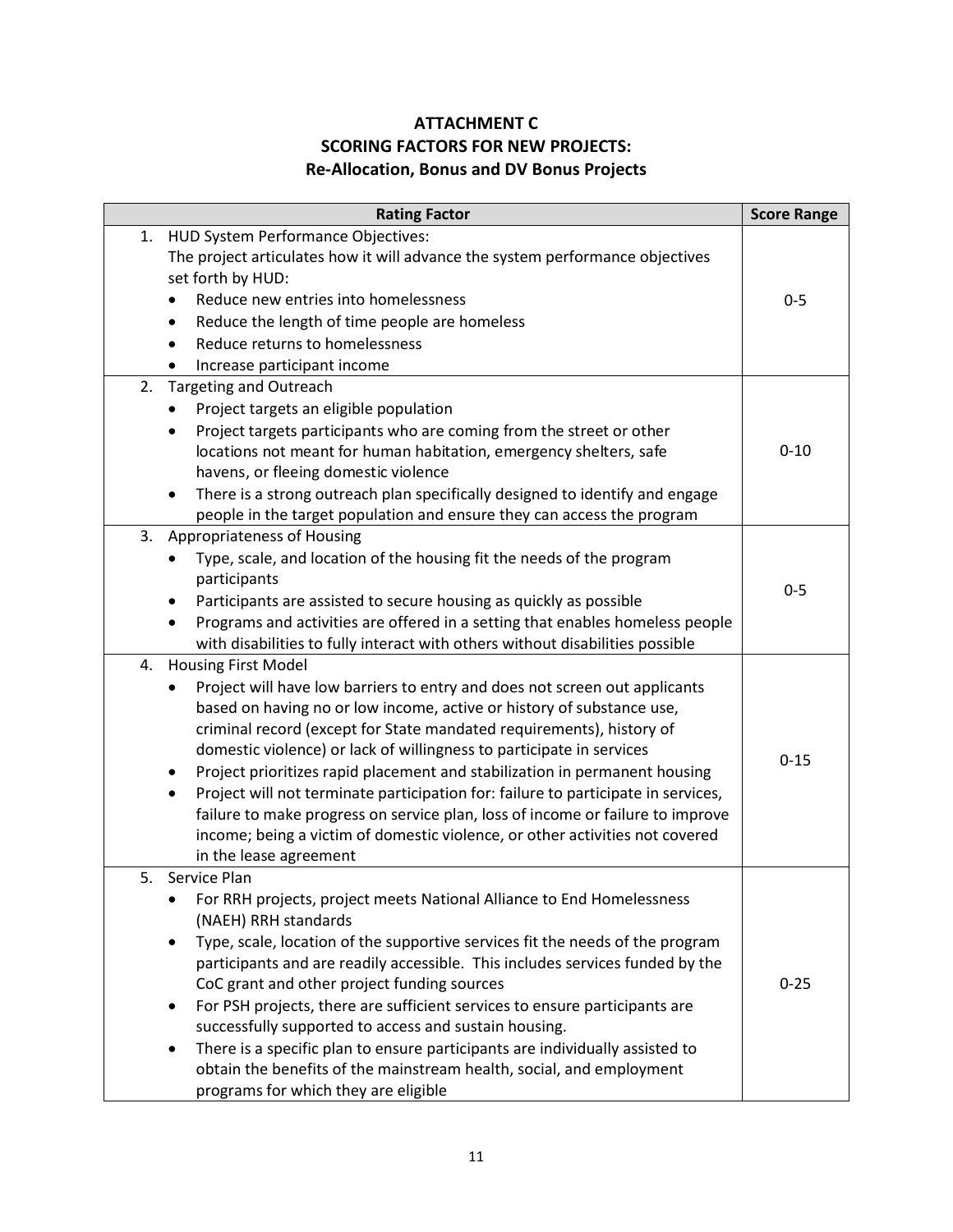**ATTACHMENT C**
**SCORING FACTORS FOR NEW PROJECTS:**
**Re-Allocation, Bonus and DV Bonus Projects**

| Rating Factor | Score Range |
|---|---|
| 1. HUD System Performance Objectives:<br>The project articulates how it will advance the system performance objectives set forth by HUD:<br>• Reduce new entries into homelessness<br>• Reduce the length of time people are homeless<br>• Reduce returns to homelessness<br>• Increase participant income | 0-5 |
| 2. Targeting and Outreach<br>• Project targets an eligible population<br>• Project targets participants who are coming from the street or other locations not meant for human habitation, emergency shelters, safe havens, or fleeing domestic violence<br>• There is a strong outreach plan specifically designed to identify and engage people in the target population and ensure they can access the program | 0-10 |
| 3. Appropriateness of Housing<br>• Type, scale, and location of the housing fit the needs of the program participants<br>• Participants are assisted to secure housing as quickly as possible<br>• Programs and activities are offered in a setting that enables homeless people with disabilities to fully interact with others without disabilities possible | 0-5 |
| 4. Housing First Model<br>• Project will have low barriers to entry and does not screen out applicants based on having no or low income, active or history of substance use, criminal record (except for State mandated requirements), history of domestic violence) or lack of willingness to participate in services<br>• Project prioritizes rapid placement and stabilization in permanent housing<br>• Project will not terminate participation for: failure to participate in services, failure to make progress on service plan, loss of income or failure to improve income; being a victim of domestic violence, or other activities not covered in the lease agreement | 0-15 |
| 5. Service Plan<br>• For RRH projects, project meets National Alliance to End Homelessness (NAEH) RRH standards<br>• Type, scale, location of the supportive services fit the needs of the program participants and are readily accessible. This includes services funded by the CoC grant and other project funding sources<br>• For PSH projects, there are sufficient services to ensure participants are successfully supported to access and sustain housing.<br>• There is a specific plan to ensure participants are individually assisted to obtain the benefits of the mainstream health, social, and employment programs for which they are eligible | 0-25 |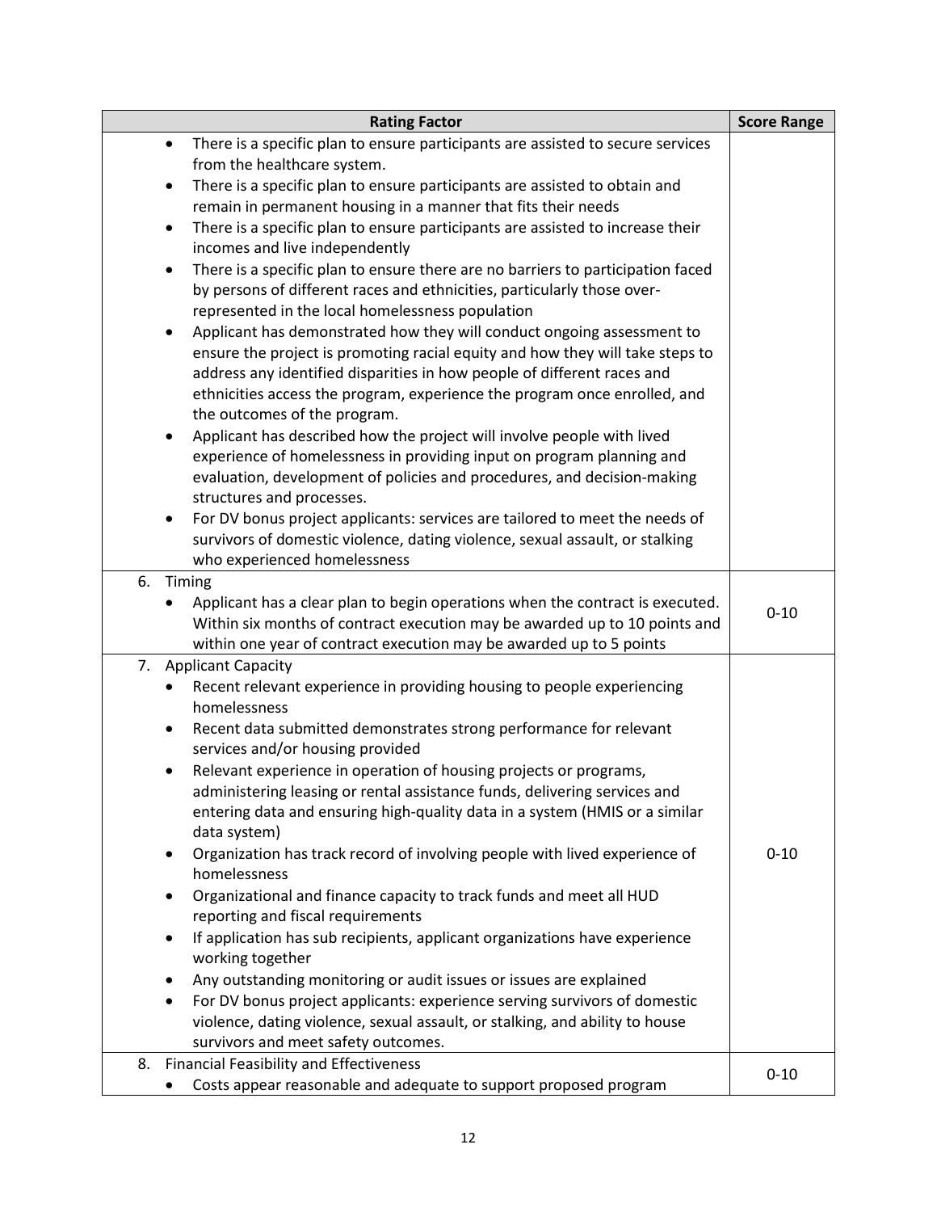| Rating Factor | Score Range |
|---|---|
| • There is a specific plan to ensure participants are assisted to secure services from the healthcare system.<br>• There is a specific plan to ensure participants are assisted to obtain and remain in permanent housing in a manner that fits their needs<br>• There is a specific plan to ensure participants are assisted to increase their incomes and live independently<br>• There is a specific plan to ensure there are no barriers to participation faced by persons of different races and ethnicities, particularly those over-represented in the local homelessness population<br>• Applicant has demonstrated how they will conduct ongoing assessment to ensure the project is promoting racial equity and how they will take steps to address any identified disparities in how people of different races and ethnicities access the program, experience the program once enrolled, and the outcomes of the program.<br>• Applicant has described how the project will involve people with lived experience of homelessness in providing input on program planning and evaluation, development of policies and procedures, and decision-making structures and processes.<br>• For DV bonus project applicants: services are tailored to meet the needs of survivors of domestic violence, dating violence, sexual assault, or stalking who experienced homelessness | |
| 6. Timing<br>• Applicant has a clear plan to begin operations when the contract is executed. Within six months of contract execution may be awarded up to 10 points and within one year of contract execution may be awarded up to 5 points | 0-10 |
| 7. Applicant Capacity<br>• Recent relevant experience in providing housing to people experiencing homelessness<br>• Recent data submitted demonstrates strong performance for relevant services and/or housing provided<br>• Relevant experience in operation of housing projects or programs, administering leasing or rental assistance funds, delivering services and entering data and ensuring high-quality data in a system (HMIS or a similar data system)<br>• Organization has track record of involving people with lived experience of homelessness<br>• Organizational and finance capacity to track funds and meet all HUD reporting and fiscal requirements<br>• If application has sub recipients, applicant organizations have experience working together<br>• Any outstanding monitoring or audit issues or issues are explained<br>• For DV bonus project applicants: experience serving survivors of domestic violence, dating violence, sexual assault, or stalking, and ability to house survivors and meet safety outcomes. | 0-10 |
| 8. Financial Feasibility and Effectiveness<br>• Costs appear reasonable and adequate to support proposed program | 0-10 |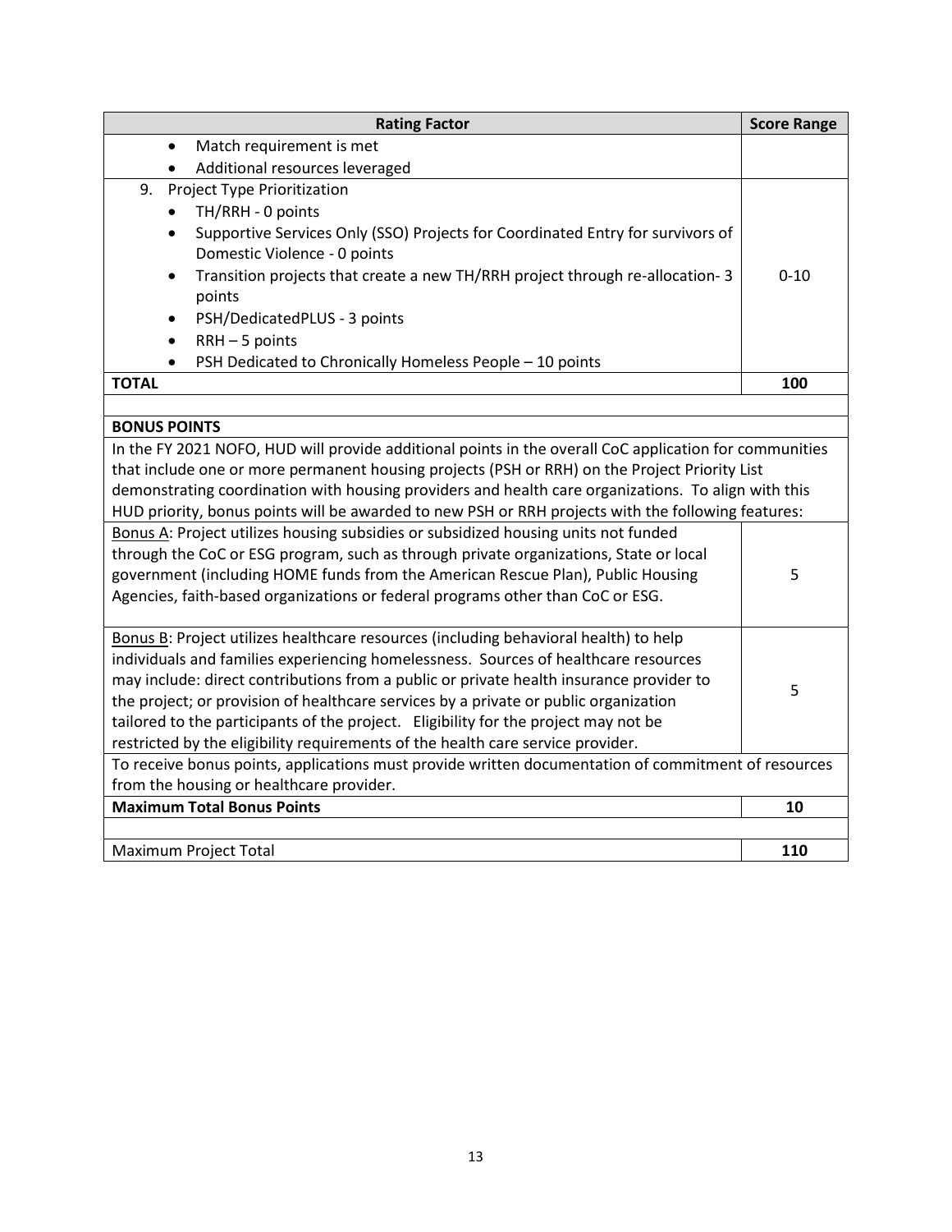| Rating Factor | Score Range |
|---|---|
| • Match requirement is met<br>• Additional resources leveraged | |
| 9. Project Type Prioritization<br>• TH/RRH - 0 points<br>• Supportive Services Only (SSO) Projects for Coordinated Entry for survivors of Domestic Violence - 0 points<br>• Transition projects that create a new TH/RRH project through re-allocation- 3 points<br>• PSH/DedicatedPLUS - 3 points<br>• RRH – 5 points<br>• PSH Dedicated to Chronically Homeless People – 10 points | 0-10 |
| **TOTAL** | **100** |
| | |
| **BONUS POINTS** | |
| In the FY 2021 NOFO, HUD will provide additional points in the overall CoC application for communities that include one or more permanent housing projects (PSH or RRH) on the Project Priority List demonstrating coordination with housing providers and health care organizations. To align with this HUD priority, bonus points will be awarded to new PSH or RRH projects with the following features: | |
| <u>Bonus A</u>: Project utilizes housing subsidies or subsidized housing units not funded through the CoC or ESG program, such as through private organizations, State or local government (including HOME funds from the American Rescue Plan), Public Housing Agencies, faith-based organizations or federal programs other than CoC or ESG. | 5 |
| <u>Bonus B</u>: Project utilizes healthcare resources (including behavioral health) to help individuals and families experiencing homelessness. Sources of healthcare resources may include: direct contributions from a public or private health insurance provider to the project; or provision of healthcare services by a private or public organization tailored to the participants of the project. Eligibility for the project may not be restricted by the eligibility requirements of the health care service provider. | 5 |
| To receive bonus points, applications must provide written documentation of commitment of resources from the housing or healthcare provider. | |
| **Maximum Total Bonus Points** | **10** |
| | |
| Maximum Project Total | **110** |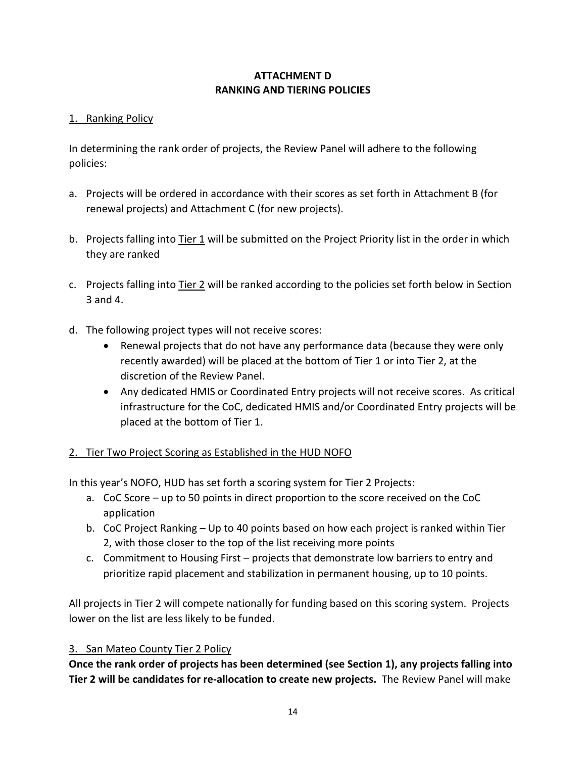# ATTACHMENT D
# RANKING AND TIERING POLICIES

## 1. Ranking Policy

In determining the rank order of projects, the Review Panel will adhere to the following policies:

a. Projects will be ordered in accordance with their scores as set forth in Attachment B (for renewal projects) and Attachment C (for new projects).

b. Projects falling into Tier 1 will be submitted on the Project Priority list in the order in which they are ranked

c. Projects falling into Tier 2 will be ranked according to the policies set forth below in Section 3 and 4.

d. The following project types will not receive scores:
   - Renewal projects that do not have any performance data (because they were only recently awarded) will be placed at the bottom of Tier 1 or into Tier 2, at the discretion of the Review Panel.
   - Any dedicated HMIS or Coordinated Entry projects will not receive scores. As critical infrastructure for the CoC, dedicated HMIS and/or Coordinated Entry projects will be placed at the bottom of Tier 1.

## 2. Tier Two Project Scoring as Established in the HUD NOFO

In this year's NOFO, HUD has set forth a scoring system for Tier 2 Projects:

a. CoC Score – up to 50 points in direct proportion to the score received on the CoC application
b. CoC Project Ranking – Up to 40 points based on how each project is ranked within Tier 2, with those closer to the top of the list receiving more points
c. Commitment to Housing First – projects that demonstrate low barriers to entry and prioritize rapid placement and stabilization in permanent housing, up to 10 points.

All projects in Tier 2 will compete nationally for funding based on this scoring system. Projects lower on the list are less likely to be funded.

## 3. San Mateo County Tier 2 Policy

**Once the rank order of projects has been determined (see Section 1), any projects falling into Tier 2 will be candidates for re-allocation to create new projects.** The Review Panel will make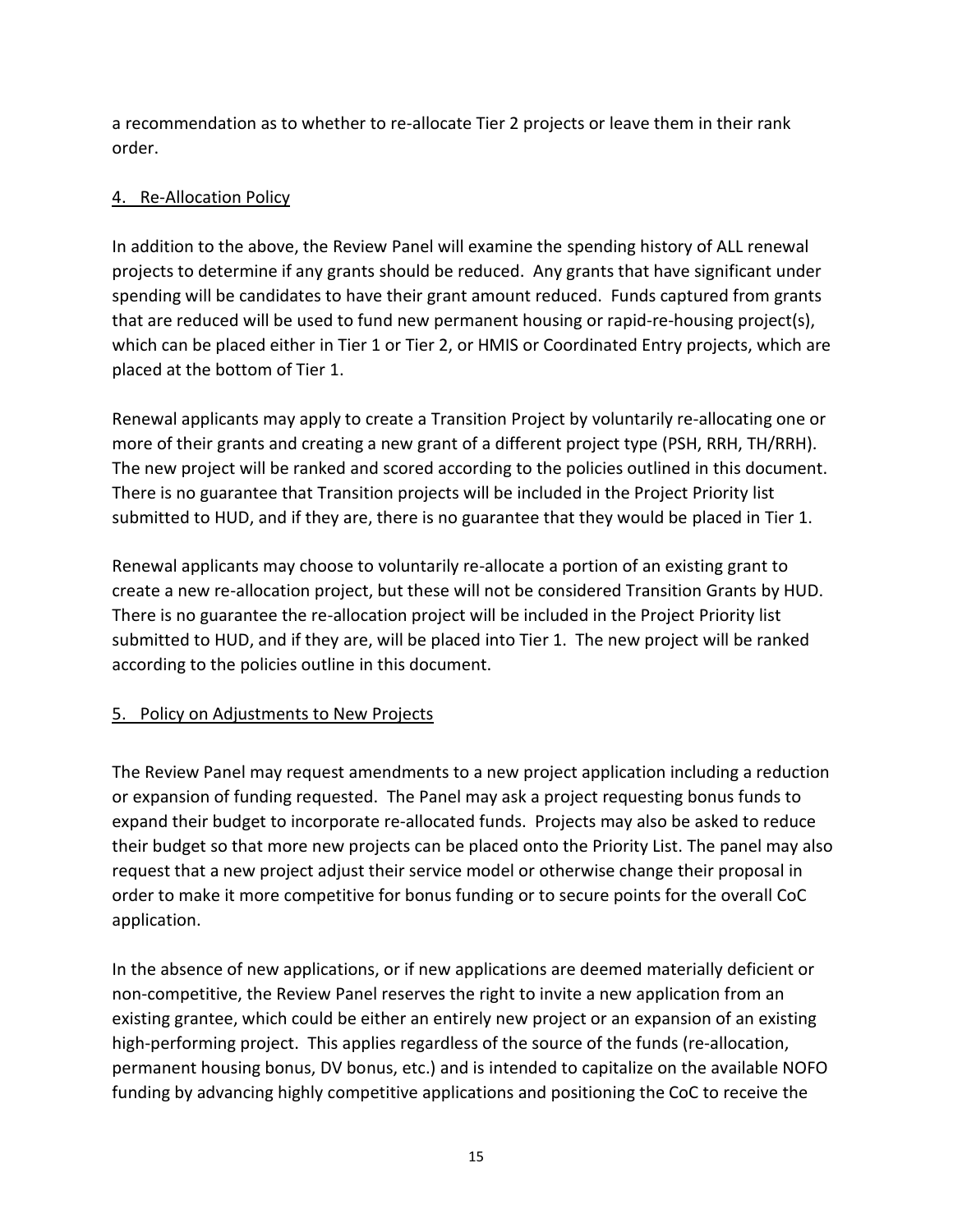a recommendation as to whether to re-allocate Tier 2 projects or leave them in their rank order.

## 4. Re-Allocation Policy

In addition to the above, the Review Panel will examine the spending history of ALL renewal projects to determine if any grants should be reduced. Any grants that have significant under spending will be candidates to have their grant amount reduced. Funds captured from grants that are reduced will be used to fund new permanent housing or rapid-re-housing project(s), which can be placed either in Tier 1 or Tier 2, or HMIS or Coordinated Entry projects, which are placed at the bottom of Tier 1.

Renewal applicants may apply to create a Transition Project by voluntarily re-allocating one or more of their grants and creating a new grant of a different project type (PSH, RRH, TH/RRH). The new project will be ranked and scored according to the policies outlined in this document. There is no guarantee that Transition projects will be included in the Project Priority list submitted to HUD, and if they are, there is no guarantee that they would be placed in Tier 1.

Renewal applicants may choose to voluntarily re-allocate a portion of an existing grant to create a new re-allocation project, but these will not be considered Transition Grants by HUD. There is no guarantee the re-allocation project will be included in the Project Priority list submitted to HUD, and if they are, will be placed into Tier 1. The new project will be ranked according to the policies outline in this document.

## 5. Policy on Adjustments to New Projects

The Review Panel may request amendments to a new project application including a reduction or expansion of funding requested. The Panel may ask a project requesting bonus funds to expand their budget to incorporate re-allocated funds. Projects may also be asked to reduce their budget so that more new projects can be placed onto the Priority List. The panel may also request that a new project adjust their service model or otherwise change their proposal in order to make it more competitive for bonus funding or to secure points for the overall CoC application.

In the absence of new applications, or if new applications are deemed materially deficient or non-competitive, the Review Panel reserves the right to invite a new application from an existing grantee, which could be either an entirely new project or an expansion of an existing high-performing project. This applies regardless of the source of the funds (re-allocation, permanent housing bonus, DV bonus, etc.) and is intended to capitalize on the available NOFO funding by advancing highly competitive applications and positioning the CoC to receive the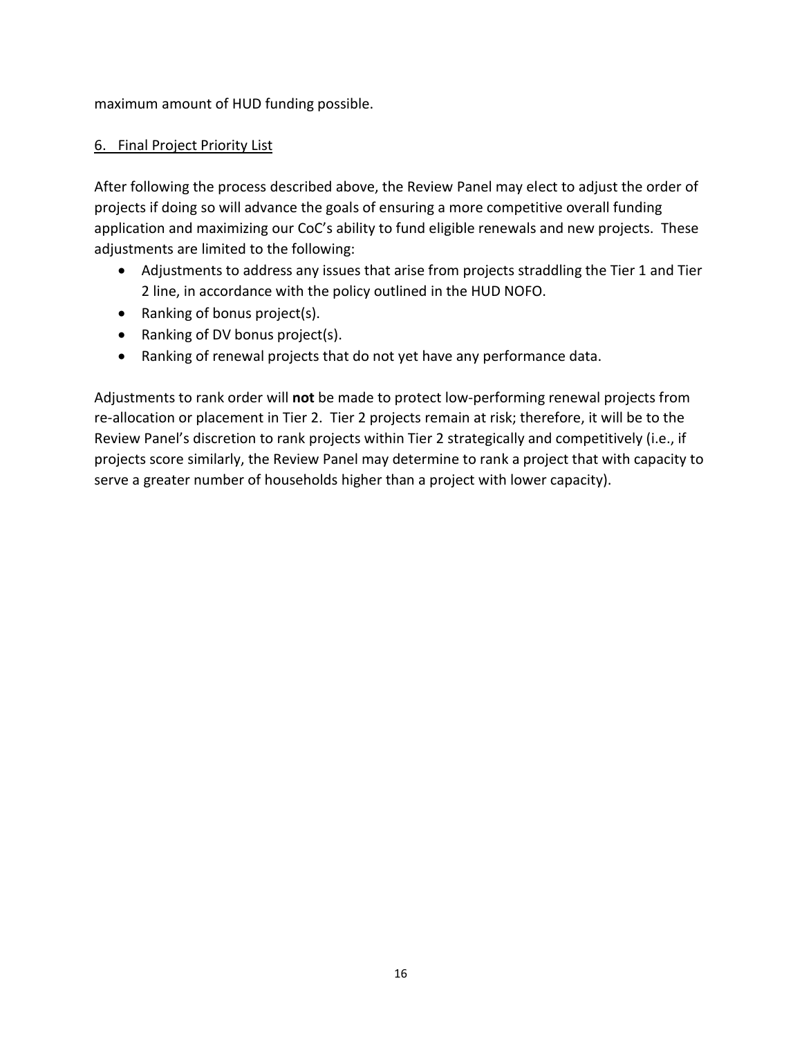maximum amount of HUD funding possible.

6. Final Project Priority List

After following the process described above, the Review Panel may elect to adjust the order of projects if doing so will advance the goals of ensuring a more competitive overall funding application and maximizing our CoC's ability to fund eligible renewals and new projects. These adjustments are limited to the following:

- Adjustments to address any issues that arise from projects straddling the Tier 1 and Tier 2 line, in accordance with the policy outlined in the HUD NOFO.
- Ranking of bonus project(s).
- Ranking of DV bonus project(s).
- Ranking of renewal projects that do not yet have any performance data.

Adjustments to rank order will **not** be made to protect low-performing renewal projects from re-allocation or placement in Tier 2. Tier 2 projects remain at risk; therefore, it will be to the Review Panel's discretion to rank projects within Tier 2 strategically and competitively (i.e., if projects score similarly, the Review Panel may determine to rank a project that with capacity to serve a greater number of households higher than a project with lower capacity).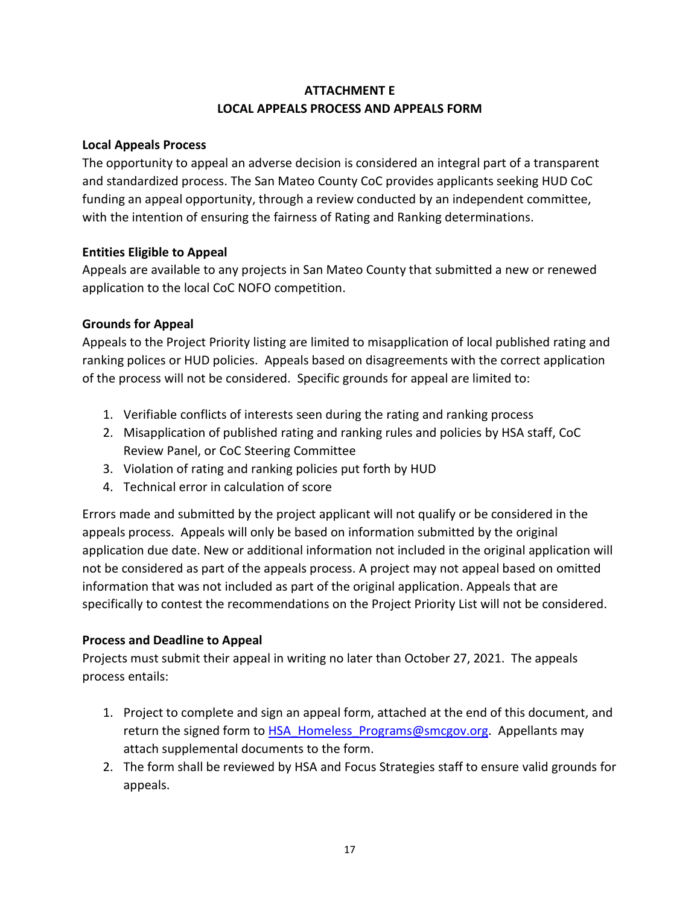# ATTACHMENT E
# LOCAL APPEALS PROCESS AND APPEALS FORM

**Local Appeals Process**

The opportunity to appeal an adverse decision is considered an integral part of a transparent and standardized process. The San Mateo County CoC provides applicants seeking HUD CoC funding an appeal opportunity, through a review conducted by an independent committee, with the intention of ensuring the fairness of Rating and Ranking determinations.

**Entities Eligible to Appeal**

Appeals are available to any projects in San Mateo County that submitted a new or renewed application to the local CoC NOFO competition.

**Grounds for Appeal**

Appeals to the Project Priority listing are limited to misapplication of local published rating and ranking polices or HUD policies. Appeals based on disagreements with the correct application of the process will not be considered. Specific grounds for appeal are limited to:

1. Verifiable conflicts of interests seen during the rating and ranking process
2. Misapplication of published rating and ranking rules and policies by HSA staff, CoC Review Panel, or CoC Steering Committee
3. Violation of rating and ranking policies put forth by HUD
4. Technical error in calculation of score

Errors made and submitted by the project applicant will not qualify or be considered in the appeals process. Appeals will only be based on information submitted by the original application due date. New or additional information not included in the original application will not be considered as part of the appeals process. A project may not appeal based on omitted information that was not included as part of the original application. Appeals that are specifically to contest the recommendations on the Project Priority List will not be considered.

**Process and Deadline to Appeal**

Projects must submit their appeal in writing no later than October 27, 2021. The appeals process entails:

1. Project to complete and sign an appeal form, attached at the end of this document, and return the signed form to [HSA_Homeless_Programs@smcgov.org](mailto:HSA_Homeless_Programs@smcgov.org). Appellants may attach supplemental documents to the form.
2. The form shall be reviewed by HSA and Focus Strategies staff to ensure valid grounds for appeals.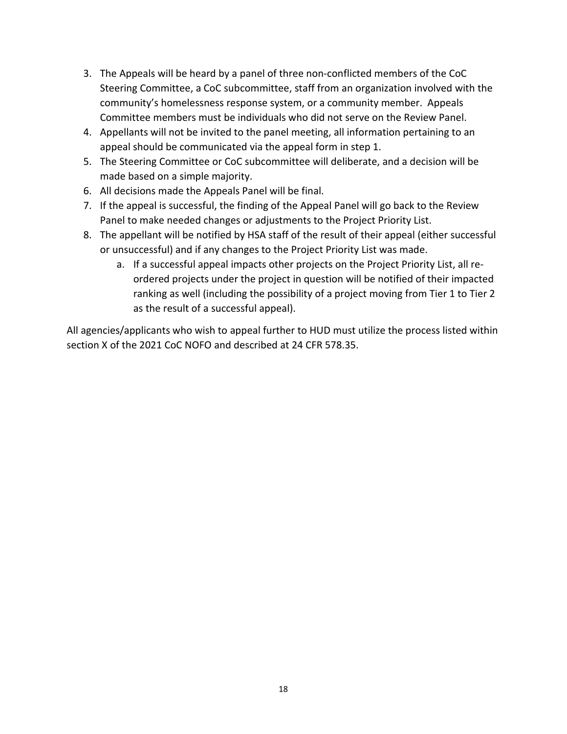3. The Appeals will be heard by a panel of three non-conflicted members of the CoC Steering Committee, a CoC subcommittee, staff from an organization involved with the community's homelessness response system, or a community member. Appeals Committee members must be individuals who did not serve on the Review Panel.
4. Appellants will not be invited to the panel meeting, all information pertaining to an appeal should be communicated via the appeal form in step 1.
5. The Steering Committee or CoC subcommittee will deliberate, and a decision will be made based on a simple majority.
6. All decisions made the Appeals Panel will be final.
7. If the appeal is successful, the finding of the Appeal Panel will go back to the Review Panel to make needed changes or adjustments to the Project Priority List.
8. The appellant will be notified by HSA staff of the result of their appeal (either successful or unsuccessful) and if any changes to the Project Priority List was made.
    a. If a successful appeal impacts other projects on the Project Priority List, all re-ordered projects under the project in question will be notified of their impacted ranking as well (including the possibility of a project moving from Tier 1 to Tier 2 as the result of a successful appeal).

All agencies/applicants who wish to appeal further to HUD must utilize the process listed within section X of the 2021 CoC NOFO and described at 24 CFR 578.35.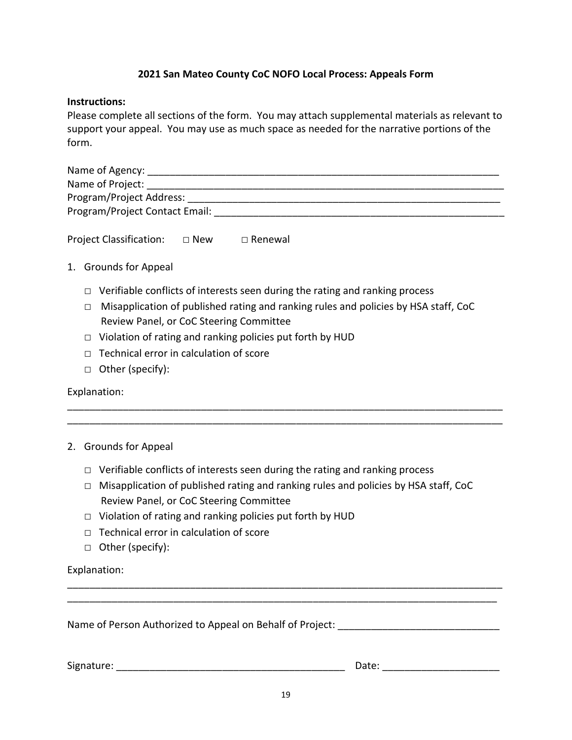**2021 San Mateo County CoC NOFO Local Process: Appeals Form**

**Instructions:**

Please complete all sections of the form. You may attach supplemental materials as relevant to support your appeal. You may use as much space as needed for the narrative portions of the form.

Name of Agency: ___________________________________________________________________
Name of Project: ___________________________________________________________________
Program/Project Address: ____________________________________________________________
Program/Project Contact Email: _______________________________________________________

Project Classification: □ New □ Renewal

1. Grounds for Appeal

   □ Verifiable conflicts of interests seen during the rating and ranking process
   □ Misapplication of published rating and ranking rules and policies by HSA staff, CoC Review Panel, or CoC Steering Committee
   □ Violation of rating and ranking policies put forth by HUD
   □ Technical error in calculation of score
   □ Other (specify):

Explanation:

______________________________________________________________________________
______________________________________________________________________________

2. Grounds for Appeal

   □ Verifiable conflicts of interests seen during the rating and ranking process
   □ Misapplication of published rating and ranking rules and policies by HSA staff, CoC Review Panel, or CoC Steering Committee
   □ Violation of rating and ranking policies put forth by HUD
   □ Technical error in calculation of score
   □ Other (specify):

Explanation:

______________________________________________________________________________
______________________________________________________________________________

Name of Person Authorized to Appeal on Behalf of Project: ____________________________

Signature: __________________________________________ Date: ____________________